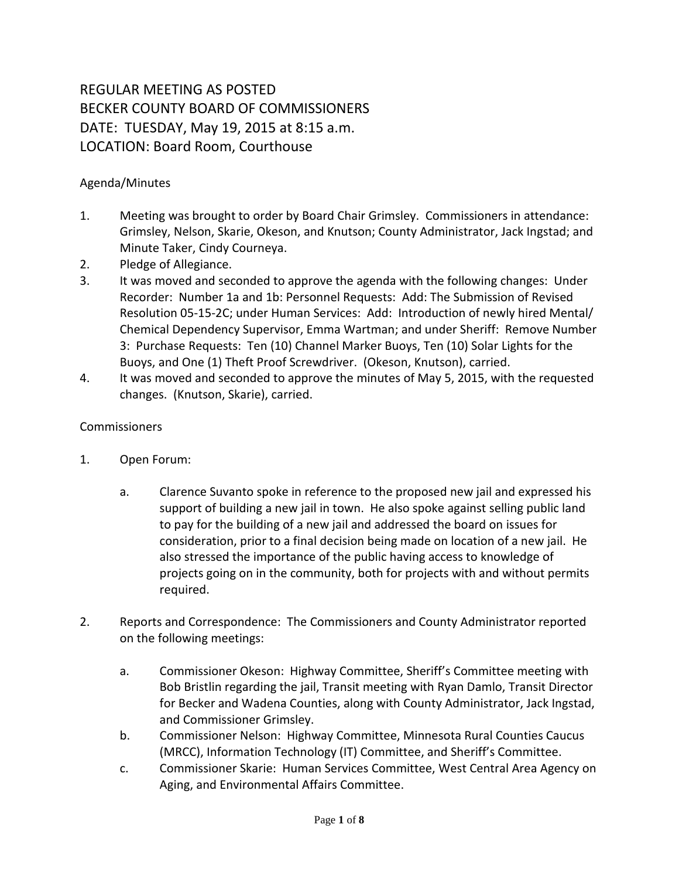# REGULAR MEETING AS POSTED
# BECKER COUNTY BOARD OF COMMISSIONERS
# DATE: TUESDAY, May 19, 2015 at 8:15 a.m.
# LOCATION: Board Room, Courthouse

## Agenda/Minutes

1. Meeting was brought to order by Board Chair Grimsley. Commissioners in attendance: Grimsley, Nelson, Skarie, Okeson, and Knutson; County Administrator, Jack Ingstad; and Minute Taker, Cindy Courneya.
2. Pledge of Allegiance.
3. It was moved and seconded to approve the agenda with the following changes: Under Recorder: Number 1a and 1b: Personnel Requests: Add: The Submission of Revised Resolution 05-15-2C; under Human Services: Add: Introduction of newly hired Mental/ Chemical Dependency Supervisor, Emma Wartman; and under Sheriff: Remove Number 3: Purchase Requests: Ten (10) Channel Marker Buoys, Ten (10) Solar Lights for the Buoys, and One (1) Theft Proof Screwdriver. (Okeson, Knutson), carried.
4. It was moved and seconded to approve the minutes of May 5, 2015, with the requested changes. (Knutson, Skarie), carried.

## Commissioners

1. Open Forum:

   a. Clarence Suvanto spoke in reference to the proposed new jail and expressed his support of building a new jail in town. He also spoke against selling public land to pay for the building of a new jail and addressed the board on issues for consideration, prior to a final decision being made on location of a new jail. He also stressed the importance of the public having access to knowledge of projects going on in the community, both for projects with and without permits required.

2. Reports and Correspondence: The Commissioners and County Administrator reported on the following meetings:

   a. Commissioner Okeson: Highway Committee, Sheriff's Committee meeting with Bob Bristlin regarding the jail, Transit meeting with Ryan Damlo, Transit Director for Becker and Wadena Counties, along with County Administrator, Jack Ingstad, and Commissioner Grimsley.
   b. Commissioner Nelson: Highway Committee, Minnesota Rural Counties Caucus (MRCC), Information Technology (IT) Committee, and Sheriff's Committee.
   c. Commissioner Skarie: Human Services Committee, West Central Area Agency on Aging, and Environmental Affairs Committee.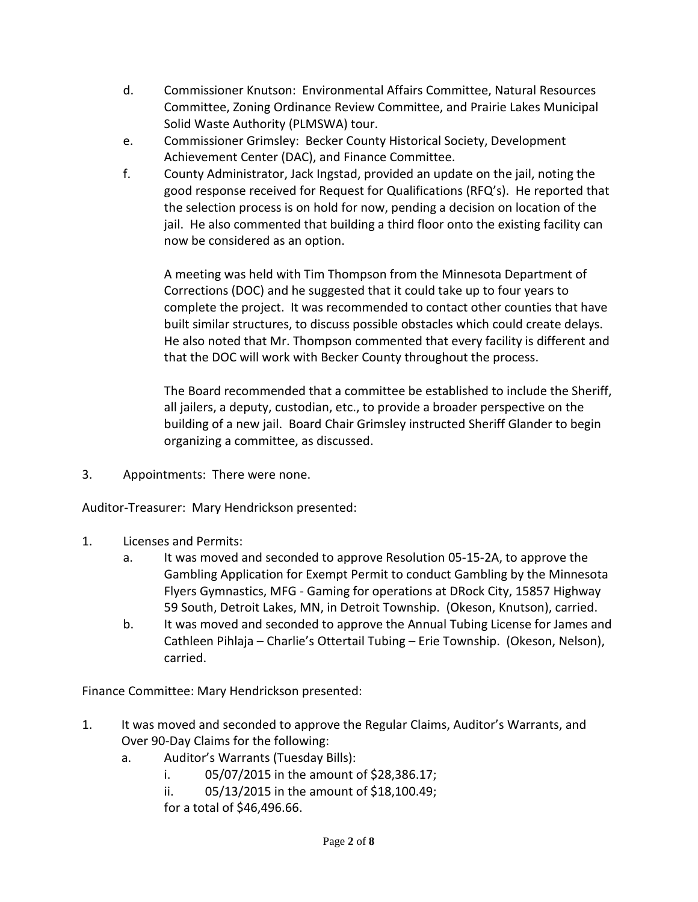d. Commissioner Knutson: Environmental Affairs Committee, Natural Resources Committee, Zoning Ordinance Review Committee, and Prairie Lakes Municipal Solid Waste Authority (PLMSWA) tour.

e. Commissioner Grimsley: Becker County Historical Society, Development Achievement Center (DAC), and Finance Committee.

f. County Administrator, Jack Ingstad, provided an update on the jail, noting the good response received for Request for Qualifications (RFQ's). He reported that the selection process is on hold for now, pending a decision on location of the jail. He also commented that building a third floor onto the existing facility can now be considered as an option.

   A meeting was held with Tim Thompson from the Minnesota Department of Corrections (DOC) and he suggested that it could take up to four years to complete the project. It was recommended to contact other counties that have built similar structures, to discuss possible obstacles which could create delays. He also noted that Mr. Thompson commented that every facility is different and that the DOC will work with Becker County throughout the process.

   The Board recommended that a committee be established to include the Sheriff, all jailers, a deputy, custodian, etc., to provide a broader perspective on the building of a new jail. Board Chair Grimsley instructed Sheriff Glander to begin organizing a committee, as discussed.

3. Appointments: There were none.

Auditor-Treasurer: Mary Hendrickson presented:

1. Licenses and Permits:
   a. It was moved and seconded to approve Resolution 05-15-2A, to approve the Gambling Application for Exempt Permit to conduct Gambling by the Minnesota Flyers Gymnastics, MFG - Gaming for operations at DRock City, 15857 Highway 59 South, Detroit Lakes, MN, in Detroit Township. (Okeson, Knutson), carried.
   b. It was moved and seconded to approve the Annual Tubing License for James and Cathleen Pihlaja – Charlie's Ottertail Tubing – Erie Township. (Okeson, Nelson), carried.

Finance Committee: Mary Hendrickson presented:

1. It was moved and seconded to approve the Regular Claims, Auditor's Warrants, and Over 90-Day Claims for the following:
   a. Auditor's Warrants (Tuesday Bills):
      i. 05/07/2015 in the amount of $28,386.17;
      ii. 05/13/2015 in the amount of $18,100.49;

      for a total of $46,496.66.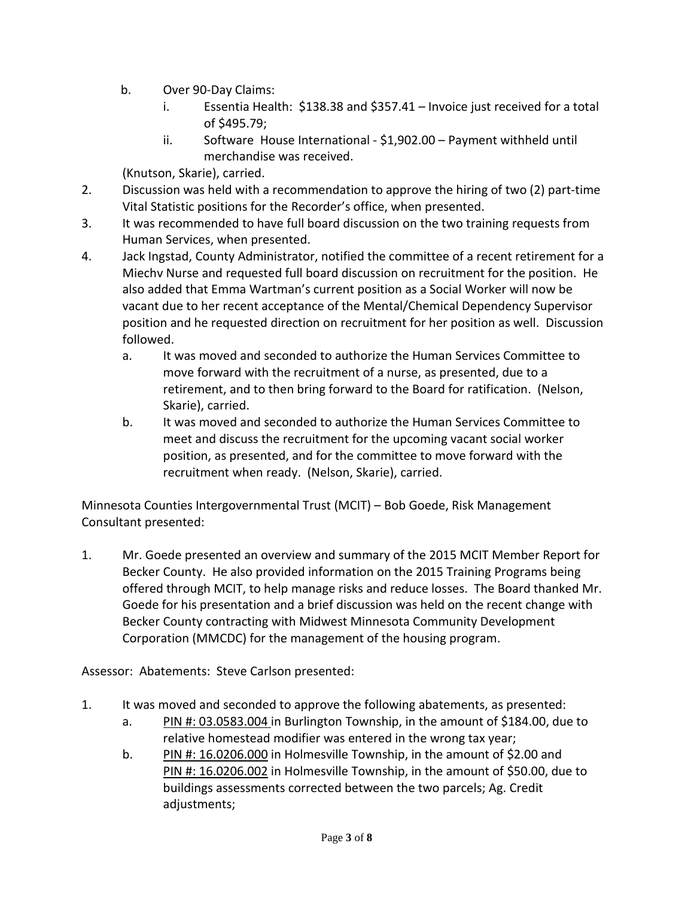b. Over 90-Day Claims:

   i. Essentia Health: $138.38 and $357.41 – Invoice just received for a total of $495.79;

   ii. Software House International - $1,902.00 – Payment withheld until merchandise was received.

(Knutson, Skarie), carried.

2. Discussion was held with a recommendation to approve the hiring of two (2) part-time Vital Statistic positions for the Recorder's office, when presented.

3. It was recommended to have full board discussion on the two training requests from Human Services, when presented.

4. Jack Ingstad, County Administrator, notified the committee of a recent retirement for a Miechv Nurse and requested full board discussion on recruitment for the position. He also added that Emma Wartman's current position as a Social Worker will now be vacant due to her recent acceptance of the Mental/Chemical Dependency Supervisor position and he requested direction on recruitment for her position as well. Discussion followed.

   a. It was moved and seconded to authorize the Human Services Committee to move forward with the recruitment of a nurse, as presented, due to a retirement, and to then bring forward to the Board for ratification. (Nelson, Skarie), carried.

   b. It was moved and seconded to authorize the Human Services Committee to meet and discuss the recruitment for the upcoming vacant social worker position, as presented, and for the committee to move forward with the recruitment when ready. (Nelson, Skarie), carried.

Minnesota Counties Intergovernmental Trust (MCIT) – Bob Goede, Risk Management Consultant presented:

1. Mr. Goede presented an overview and summary of the 2015 MCIT Member Report for Becker County. He also provided information on the 2015 Training Programs being offered through MCIT, to help manage risks and reduce losses. The Board thanked Mr. Goede for his presentation and a brief discussion was held on the recent change with Becker County contracting with Midwest Minnesota Community Development Corporation (MMCDC) for the management of the housing program.

Assessor: Abatements: Steve Carlson presented:

1. It was moved and seconded to approve the following abatements, as presented:

   a. PIN #: 03.0583.004 in Burlington Township, in the amount of $184.00, due to relative homestead modifier was entered in the wrong tax year;

   b. PIN #: 16.0206.000 in Holmesville Township, in the amount of $2.00 and PIN #: 16.0206.002 in Holmesville Township, in the amount of $50.00, due to buildings assessments corrected between the two parcels; Ag. Credit adjustments;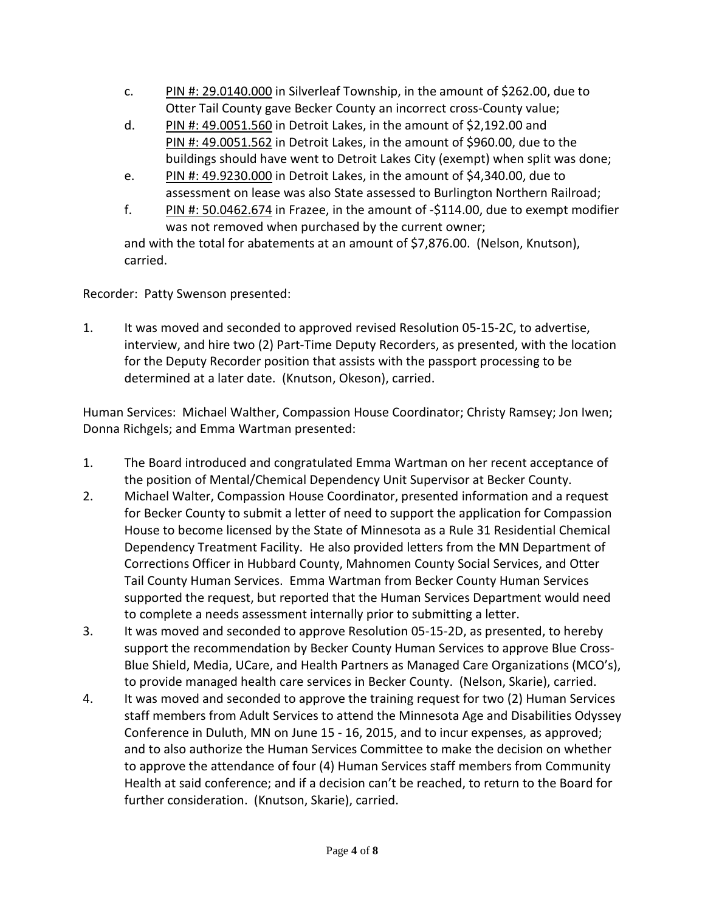c. PIN #: 29.0140.000 in Silverleaf Township, in the amount of $262.00, due to Otter Tail County gave Becker County an incorrect cross-County value;

d. PIN #: 49.0051.560 in Detroit Lakes, in the amount of $2,192.00 and PIN #: 49.0051.562 in Detroit Lakes, in the amount of $960.00, due to the buildings should have went to Detroit Lakes City (exempt) when split was done;

e. PIN #: 49.9230.000 in Detroit Lakes, in the amount of $4,340.00, due to assessment on lease was also State assessed to Burlington Northern Railroad;

f. PIN #: 50.0462.674 in Frazee, in the amount of -$114.00, due to exempt modifier was not removed when purchased by the current owner;

and with the total for abatements at an amount of $7,876.00. (Nelson, Knutson), carried.

Recorder: Patty Swenson presented:

1. It was moved and seconded to approved revised Resolution 05-15-2C, to advertise, interview, and hire two (2) Part-Time Deputy Recorders, as presented, with the location for the Deputy Recorder position that assists with the passport processing to be determined at a later date. (Knutson, Okeson), carried.

Human Services: Michael Walther, Compassion House Coordinator; Christy Ramsey; Jon Iwen; Donna Richgels; and Emma Wartman presented:

1. The Board introduced and congratulated Emma Wartman on her recent acceptance of the position of Mental/Chemical Dependency Unit Supervisor at Becker County.
2. Michael Walter, Compassion House Coordinator, presented information and a request for Becker County to submit a letter of need to support the application for Compassion House to become licensed by the State of Minnesota as a Rule 31 Residential Chemical Dependency Treatment Facility. He also provided letters from the MN Department of Corrections Officer in Hubbard County, Mahnomen County Social Services, and Otter Tail County Human Services. Emma Wartman from Becker County Human Services supported the request, but reported that the Human Services Department would need to complete a needs assessment internally prior to submitting a letter.
3. It was moved and seconded to approve Resolution 05-15-2D, as presented, to hereby support the recommendation by Becker County Human Services to approve Blue Cross-Blue Shield, Media, UCare, and Health Partners as Managed Care Organizations (MCO's), to provide managed health care services in Becker County. (Nelson, Skarie), carried.
4. It was moved and seconded to approve the training request for two (2) Human Services staff members from Adult Services to attend the Minnesota Age and Disabilities Odyssey Conference in Duluth, MN on June 15 - 16, 2015, and to incur expenses, as approved; and to also authorize the Human Services Committee to make the decision on whether to approve the attendance of four (4) Human Services staff members from Community Health at said conference; and if a decision can't be reached, to return to the Board for further consideration. (Knutson, Skarie), carried.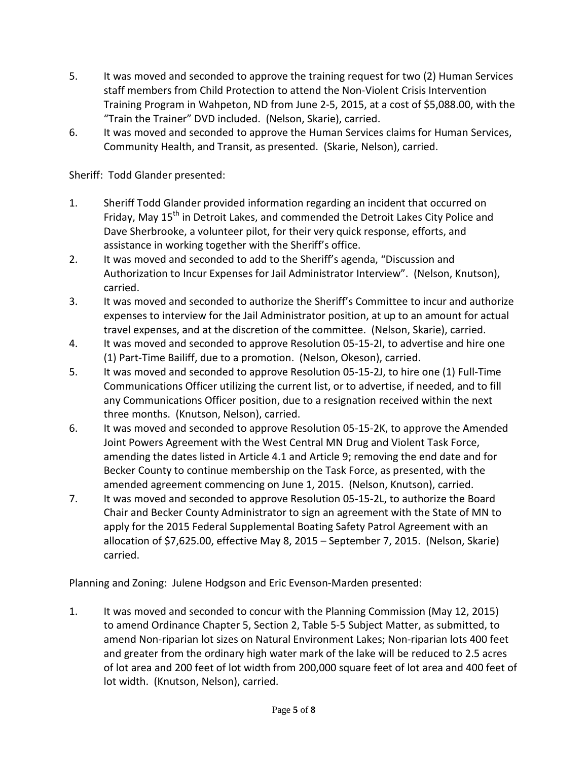5. It was moved and seconded to approve the training request for two (2) Human Services staff members from Child Protection to attend the Non-Violent Crisis Intervention Training Program in Wahpeton, ND from June 2-5, 2015, at a cost of $5,088.00, with the "Train the Trainer" DVD included. (Nelson, Skarie), carried.
6. It was moved and seconded to approve the Human Services claims for Human Services, Community Health, and Transit, as presented. (Skarie, Nelson), carried.

Sheriff: Todd Glander presented:

1. Sheriff Todd Glander provided information regarding an incident that occurred on Friday, May 15th in Detroit Lakes, and commended the Detroit Lakes City Police and Dave Sherbrooke, a volunteer pilot, for their very quick response, efforts, and assistance in working together with the Sheriff's office.
2. It was moved and seconded to add to the Sheriff's agenda, "Discussion and Authorization to Incur Expenses for Jail Administrator Interview". (Nelson, Knutson), carried.
3. It was moved and seconded to authorize the Sheriff's Committee to incur and authorize expenses to interview for the Jail Administrator position, at up to an amount for actual travel expenses, and at the discretion of the committee. (Nelson, Skarie), carried.
4. It was moved and seconded to approve Resolution 05-15-2I, to advertise and hire one (1) Part-Time Bailiff, due to a promotion. (Nelson, Okeson), carried.
5. It was moved and seconded to approve Resolution 05-15-2J, to hire one (1) Full-Time Communications Officer utilizing the current list, or to advertise, if needed, and to fill any Communications Officer position, due to a resignation received within the next three months. (Knutson, Nelson), carried.
6. It was moved and seconded to approve Resolution 05-15-2K, to approve the Amended Joint Powers Agreement with the West Central MN Drug and Violent Task Force, amending the dates listed in Article 4.1 and Article 9; removing the end date and for Becker County to continue membership on the Task Force, as presented, with the amended agreement commencing on June 1, 2015. (Nelson, Knutson), carried.
7. It was moved and seconded to approve Resolution 05-15-2L, to authorize the Board Chair and Becker County Administrator to sign an agreement with the State of MN to apply for the 2015 Federal Supplemental Boating Safety Patrol Agreement with an allocation of $7,625.00, effective May 8, 2015 – September 7, 2015. (Nelson, Skarie) carried.

Planning and Zoning: Julene Hodgson and Eric Evenson-Marden presented:

1. It was moved and seconded to concur with the Planning Commission (May 12, 2015) to amend Ordinance Chapter 5, Section 2, Table 5-5 Subject Matter, as submitted, to amend Non-riparian lot sizes on Natural Environment Lakes; Non-riparian lots 400 feet and greater from the ordinary high water mark of the lake will be reduced to 2.5 acres of lot area and 200 feet of lot width from 200,000 square feet of lot area and 400 feet of lot width. (Knutson, Nelson), carried.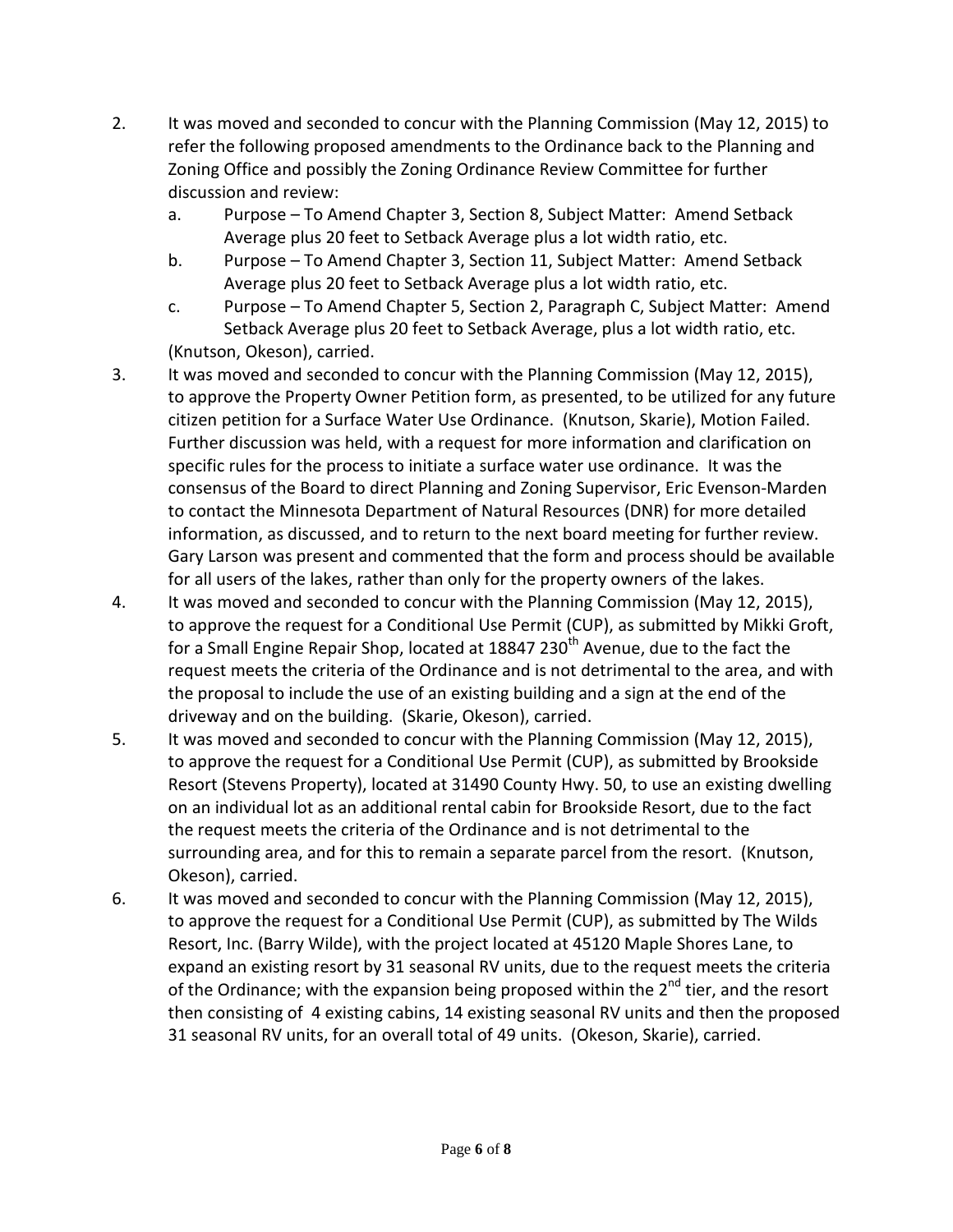2. It was moved and seconded to concur with the Planning Commission (May 12, 2015) to refer the following proposed amendments to the Ordinance back to the Planning and Zoning Office and possibly the Zoning Ordinance Review Committee for further discussion and review:
   a. Purpose – To Amend Chapter 3, Section 8, Subject Matter: Amend Setback Average plus 20 feet to Setback Average plus a lot width ratio, etc.
   b. Purpose – To Amend Chapter 3, Section 11, Subject Matter: Amend Setback Average plus 20 feet to Setback Average plus a lot width ratio, etc.
   c. Purpose – To Amend Chapter 5, Section 2, Paragraph C, Subject Matter: Amend Setback Average plus 20 feet to Setback Average, plus a lot width ratio, etc.

   (Knutson, Okeson), carried.
3. It was moved and seconded to concur with the Planning Commission (May 12, 2015), to approve the Property Owner Petition form, as presented, to be utilized for any future citizen petition for a Surface Water Use Ordinance. (Knutson, Skarie), Motion Failed. Further discussion was held, with a request for more information and clarification on specific rules for the process to initiate a surface water use ordinance. It was the consensus of the Board to direct Planning and Zoning Supervisor, Eric Evenson-Marden to contact the Minnesota Department of Natural Resources (DNR) for more detailed information, as discussed, and to return to the next board meeting for further review. Gary Larson was present and commented that the form and process should be available for all users of the lakes, rather than only for the property owners of the lakes.
4. It was moved and seconded to concur with the Planning Commission (May 12, 2015), to approve the request for a Conditional Use Permit (CUP), as submitted by Mikki Groft, for a Small Engine Repair Shop, located at 18847 230th Avenue, due to the fact the request meets the criteria of the Ordinance and is not detrimental to the area, and with the proposal to include the use of an existing building and a sign at the end of the driveway and on the building. (Skarie, Okeson), carried.
5. It was moved and seconded to concur with the Planning Commission (May 12, 2015), to approve the request for a Conditional Use Permit (CUP), as submitted by Brookside Resort (Stevens Property), located at 31490 County Hwy. 50, to use an existing dwelling on an individual lot as an additional rental cabin for Brookside Resort, due to the fact the request meets the criteria of the Ordinance and is not detrimental to the surrounding area, and for this to remain a separate parcel from the resort. (Knutson, Okeson), carried.
6. It was moved and seconded to concur with the Planning Commission (May 12, 2015), to approve the request for a Conditional Use Permit (CUP), as submitted by The Wilds Resort, Inc. (Barry Wilde), with the project located at 45120 Maple Shores Lane, to expand an existing resort by 31 seasonal RV units, due to the request meets the criteria of the Ordinance; with the expansion being proposed within the 2nd tier, and the resort then consisting of 4 existing cabins, 14 existing seasonal RV units and then the proposed 31 seasonal RV units, for an overall total of 49 units. (Okeson, Skarie), carried.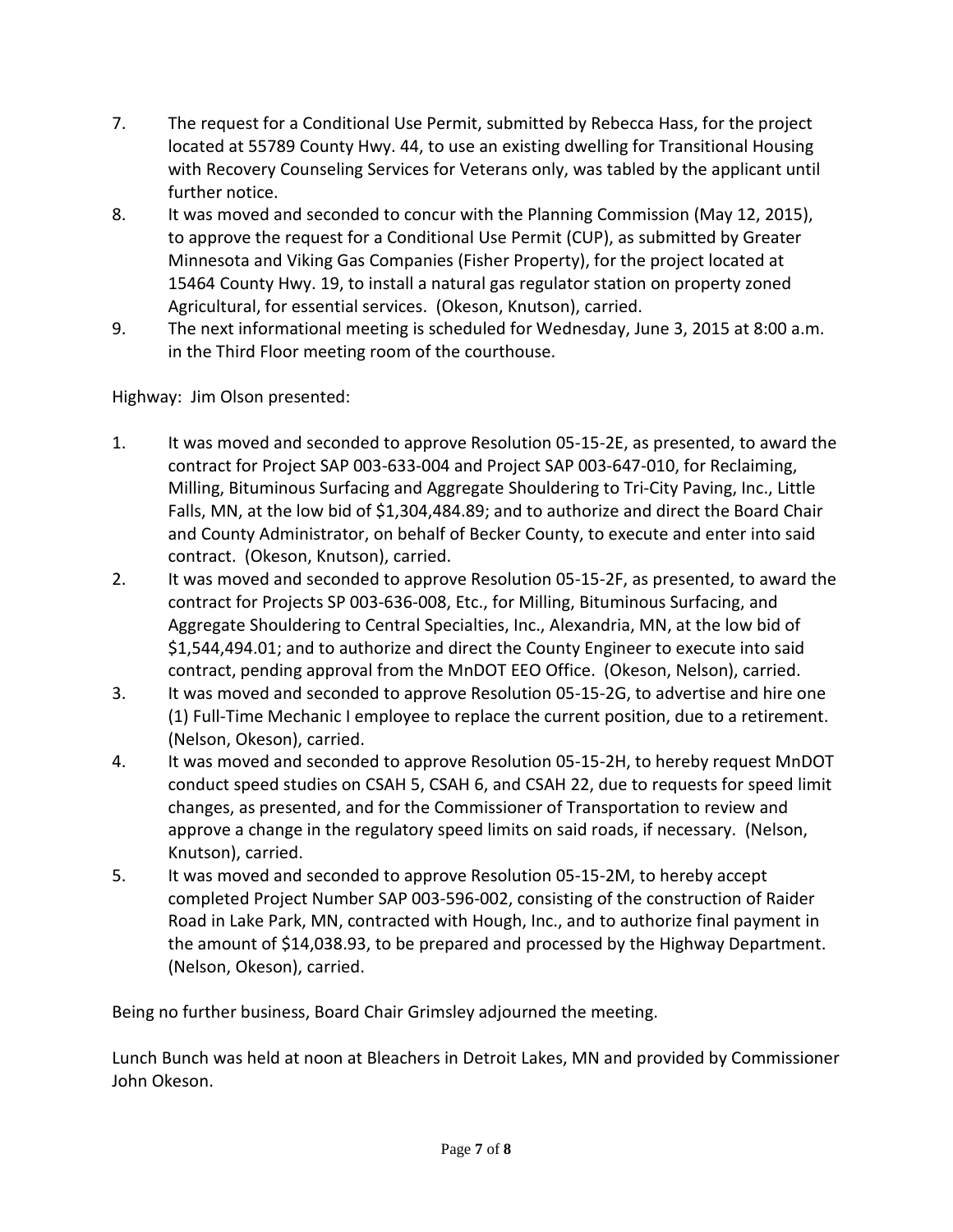7. The request for a Conditional Use Permit, submitted by Rebecca Hass, for the project located at 55789 County Hwy. 44, to use an existing dwelling for Transitional Housing with Recovery Counseling Services for Veterans only, was tabled by the applicant until further notice.
8. It was moved and seconded to concur with the Planning Commission (May 12, 2015), to approve the request for a Conditional Use Permit (CUP), as submitted by Greater Minnesota and Viking Gas Companies (Fisher Property), for the project located at 15464 County Hwy. 19, to install a natural gas regulator station on property zoned Agricultural, for essential services. (Okeson, Knutson), carried.
9. The next informational meeting is scheduled for Wednesday, June 3, 2015 at 8:00 a.m. in the Third Floor meeting room of the courthouse.

Highway: Jim Olson presented:

1. It was moved and seconded to approve Resolution 05-15-2E, as presented, to award the contract for Project SAP 003-633-004 and Project SAP 003-647-010, for Reclaiming, Milling, Bituminous Surfacing and Aggregate Shouldering to Tri-City Paving, Inc., Little Falls, MN, at the low bid of $1,304,484.89; and to authorize and direct the Board Chair and County Administrator, on behalf of Becker County, to execute and enter into said contract. (Okeson, Knutson), carried.
2. It was moved and seconded to approve Resolution 05-15-2F, as presented, to award the contract for Projects SP 003-636-008, Etc., for Milling, Bituminous Surfacing, and Aggregate Shouldering to Central Specialties, Inc., Alexandria, MN, at the low bid of $1,544,494.01; and to authorize and direct the County Engineer to execute into said contract, pending approval from the MnDOT EEO Office. (Okeson, Nelson), carried.
3. It was moved and seconded to approve Resolution 05-15-2G, to advertise and hire one (1) Full-Time Mechanic I employee to replace the current position, due to a retirement. (Nelson, Okeson), carried.
4. It was moved and seconded to approve Resolution 05-15-2H, to hereby request MnDOT conduct speed studies on CSAH 5, CSAH 6, and CSAH 22, due to requests for speed limit changes, as presented, and for the Commissioner of Transportation to review and approve a change in the regulatory speed limits on said roads, if necessary. (Nelson, Knutson), carried.
5. It was moved and seconded to approve Resolution 05-15-2M, to hereby accept completed Project Number SAP 003-596-002, consisting of the construction of Raider Road in Lake Park, MN, contracted with Hough, Inc., and to authorize final payment in the amount of $14,038.93, to be prepared and processed by the Highway Department. (Nelson, Okeson), carried.

Being no further business, Board Chair Grimsley adjourned the meeting.

Lunch Bunch was held at noon at Bleachers in Detroit Lakes, MN and provided by Commissioner John Okeson.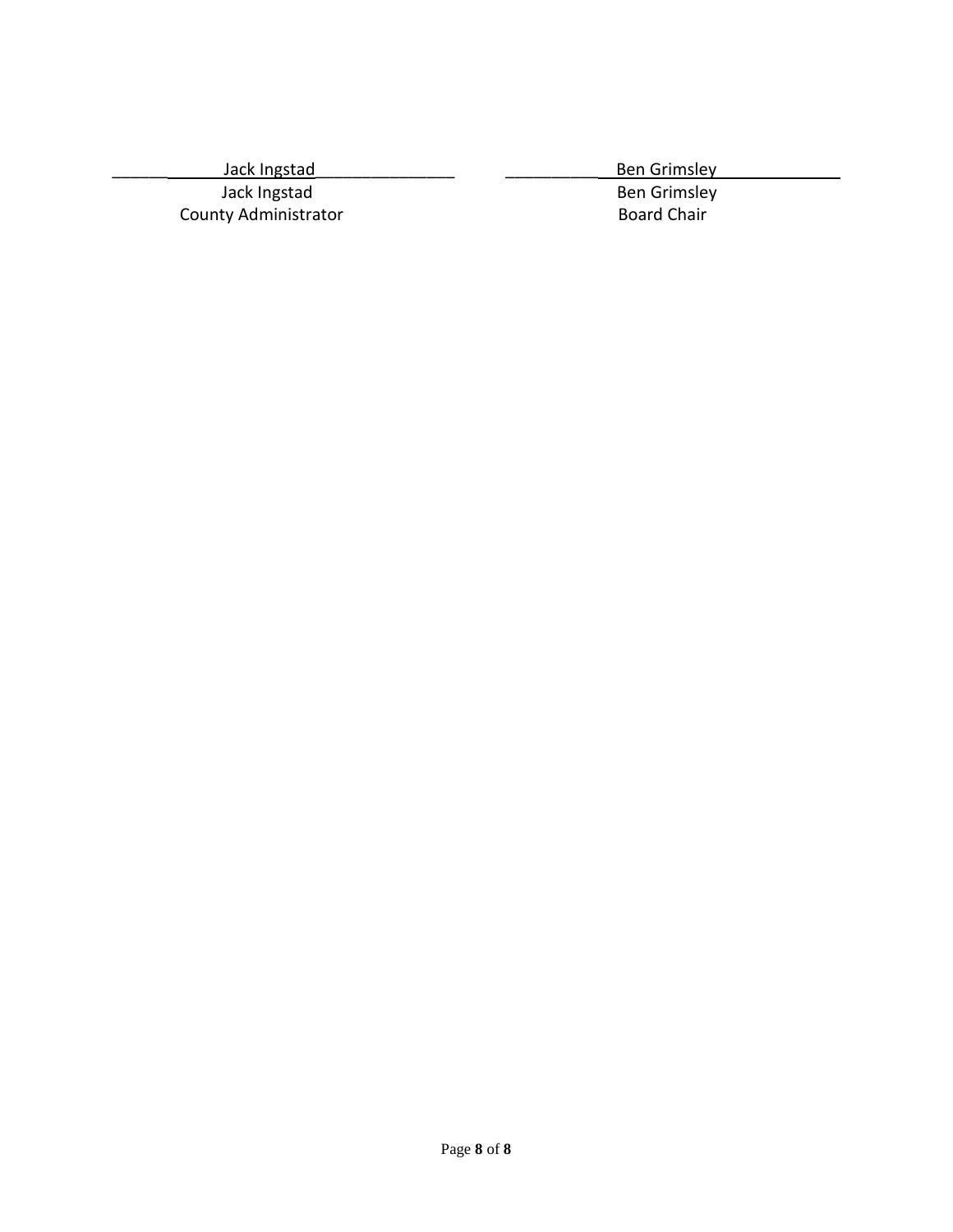| | |
|---|---|
| \_\_\_\_\_\_Jack Ingstad\_\_\_\_\_\_\_\_\_\_\_\_\_\_\_ | \_\_\_\_\_\_\_\_\_\_\_Ben Grimsley\_\_\_\_\_\_\_\_\_\_\_\_\_\_ |
| Jack Ingstad | Ben Grimsley |
| County Administrator | Board Chair |